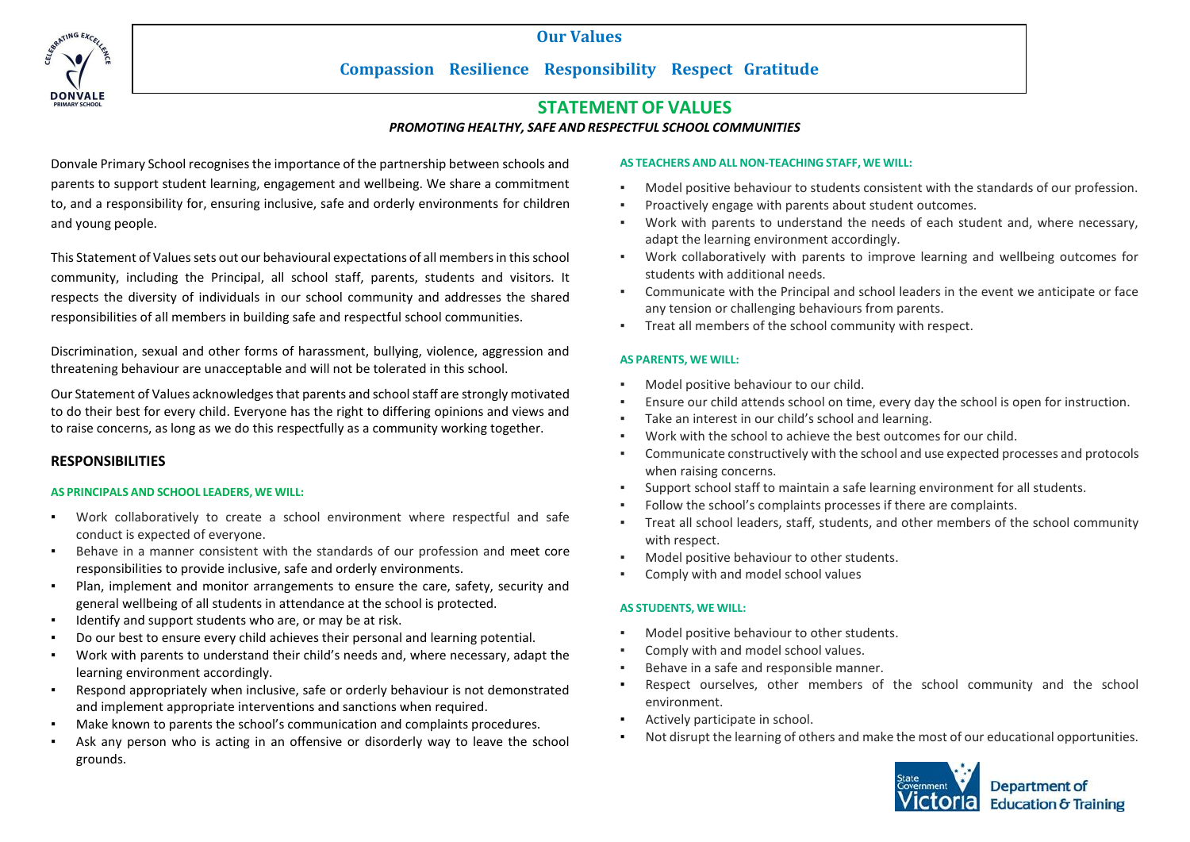**Our Values**

**Compassion Resilience Responsibility Respect Gratitude**

# STATEMENT OF VALUES

***PROMOTING HEALTHY, SAFE AND RESPECTFUL SCHOOL COMMUNITIES***

Donvale Primary School recognises the importance of the partnership between schools and parents to support student learning, engagement and wellbeing. We share a commitment to, and a responsibility for, ensuring inclusive, safe and orderly environments for children and young people.

This Statement of Values sets out our behavioural expectations of all members in this school community, including the Principal, all school staff, parents, students and visitors. It respects the diversity of individuals in our school community and addresses the shared responsibilities of all members in building safe and respectful school communities.

Discrimination, sexual and other forms of harassment, bullying, violence, aggression and threatening behaviour are unacceptable and will not be tolerated in this school.

Our Statement of Values acknowledges that parents and school staff are strongly motivated to do their best for every child. Everyone has the right to differing opinions and views and to raise concerns, as long as we do this respectfully as a community working together.

## RESPONSIBILITIES

**AS PRINCIPALS AND SCHOOL LEADERS, WE WILL:**

- Work collaboratively to create a school environment where respectful and safe conduct is expected of everyone.
- Behave in a manner consistent with the standards of our profession and meet core responsibilities to provide inclusive, safe and orderly environments.
- Plan, implement and monitor arrangements to ensure the care, safety, security and general wellbeing of all students in attendance at the school is protected.
- Identify and support students who are, or may be at risk.
- Do our best to ensure every child achieves their personal and learning potential.
- Work with parents to understand their child's needs and, where necessary, adapt the learning environment accordingly.
- Respond appropriately when inclusive, safe or orderly behaviour is not demonstrated and implement appropriate interventions and sanctions when required.
- Make known to parents the school's communication and complaints procedures.
- Ask any person who is acting in an offensive or disorderly way to leave the school grounds.

**AS TEACHERS AND ALL NON-TEACHING STAFF, WE WILL:**

- Model positive behaviour to students consistent with the standards of our profession.
- Proactively engage with parents about student outcomes.
- Work with parents to understand the needs of each student and, where necessary, adapt the learning environment accordingly.
- Work collaboratively with parents to improve learning and wellbeing outcomes for students with additional needs.
- Communicate with the Principal and school leaders in the event we anticipate or face any tension or challenging behaviours from parents.
- Treat all members of the school community with respect.

**AS PARENTS, WE WILL:**

- Model positive behaviour to our child.
- Ensure our child attends school on time, every day the school is open for instruction.
- Take an interest in our child's school and learning.
- Work with the school to achieve the best outcomes for our child.
- Communicate constructively with the school and use expected processes and protocols when raising concerns.
- Support school staff to maintain a safe learning environment for all students.
- Follow the school's complaints processes if there are complaints.
- Treat all school leaders, staff, students, and other members of the school community with respect.
- Model positive behaviour to other students.
- Comply with and model school values

**AS STUDENTS, WE WILL:**

- Model positive behaviour to other students.
- Comply with and model school values.
- Behave in a safe and responsible manner.
- Respect ourselves, other members of the school community and the school environment.
- Actively participate in school.
- Not disrupt the learning of others and make the most of our educational opportunities.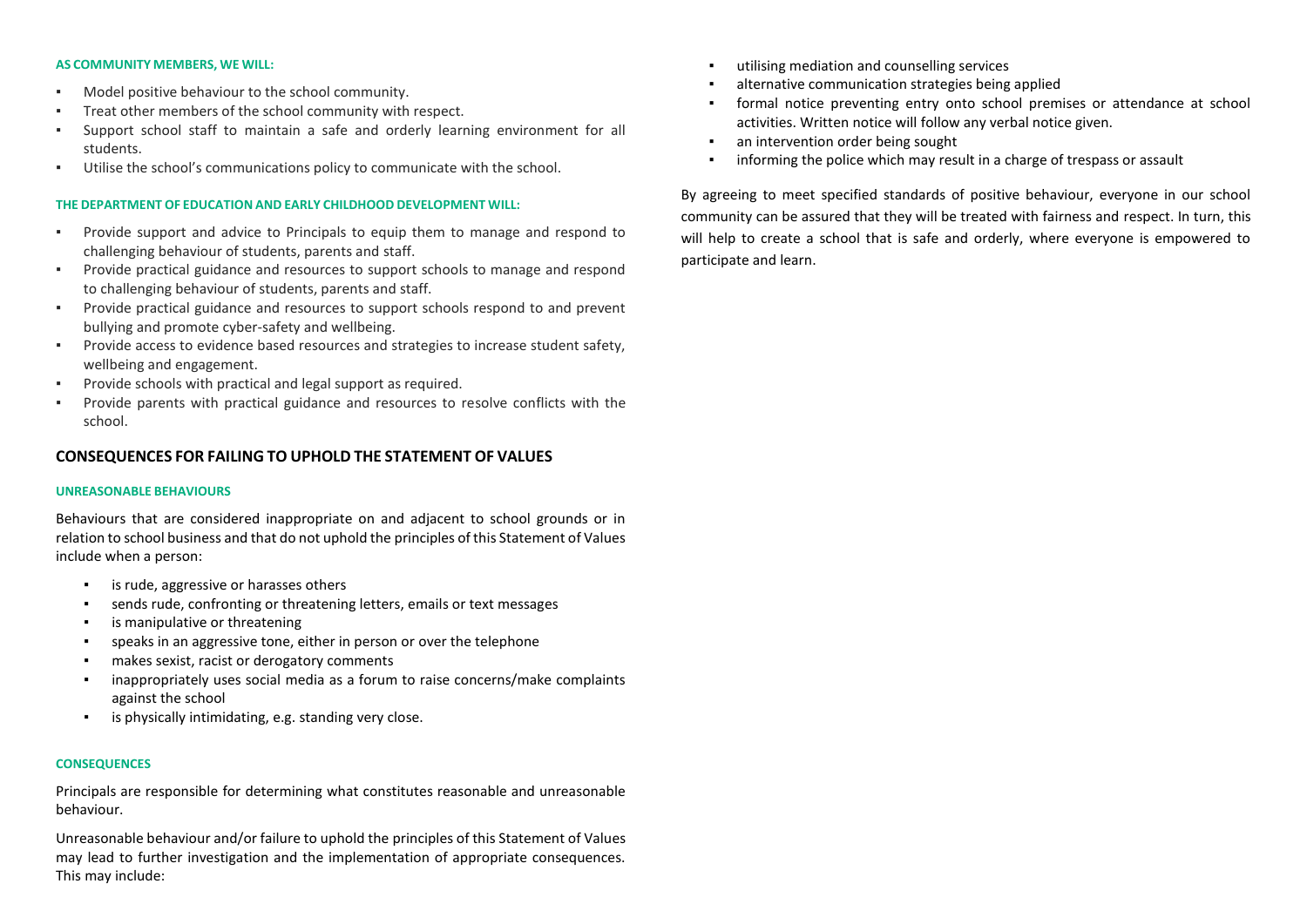#### AS COMMUNITY MEMBERS, WE WILL:

- Model positive behaviour to the school community.
- Treat other members of the school community with respect.
- Support school staff to maintain a safe and orderly learning environment for all students.
- Utilise the school's communications policy to communicate with the school.

#### THE DEPARTMENT OF EDUCATION AND EARLY CHILDHOOD DEVELOPMENT WILL:

- Provide support and advice to Principals to equip them to manage and respond to challenging behaviour of students, parents and staff.
- Provide practical guidance and resources to support schools to manage and respond to challenging behaviour of students, parents and staff.
- Provide practical guidance and resources to support schools respond to and prevent bullying and promote cyber-safety and wellbeing.
- Provide access to evidence based resources and strategies to increase student safety, wellbeing and engagement.
- Provide schools with practical and legal support as required.
- Provide parents with practical guidance and resources to resolve conflicts with the school.

## CONSEQUENCES FOR FAILING TO UPHOLD THE STATEMENT OF VALUES

#### UNREASONABLE BEHAVIOURS

Behaviours that are considered inappropriate on and adjacent to school grounds or in relation to school business and that do not uphold the principles of this Statement of Values include when a person:

- is rude, aggressive or harasses others
- sends rude, confronting or threatening letters, emails or text messages
- is manipulative or threatening
- speaks in an aggressive tone, either in person or over the telephone
- makes sexist, racist or derogatory comments
- inappropriately uses social media as a forum to raise concerns/make complaints against the school
- is physically intimidating, e.g. standing very close.

#### CONSEQUENCES

Principals are responsible for determining what constitutes reasonable and unreasonable behaviour.

Unreasonable behaviour and/or failure to uphold the principles of this Statement of Values may lead to further investigation and the implementation of appropriate consequences. This may include:

- utilising mediation and counselling services
- alternative communication strategies being applied
- formal notice preventing entry onto school premises or attendance at school activities. Written notice will follow any verbal notice given.
- an intervention order being sought
- informing the police which may result in a charge of trespass or assault

By agreeing to meet specified standards of positive behaviour, everyone in our school community can be assured that they will be treated with fairness and respect. In turn, this will help to create a school that is safe and orderly, where everyone is empowered to participate and learn.